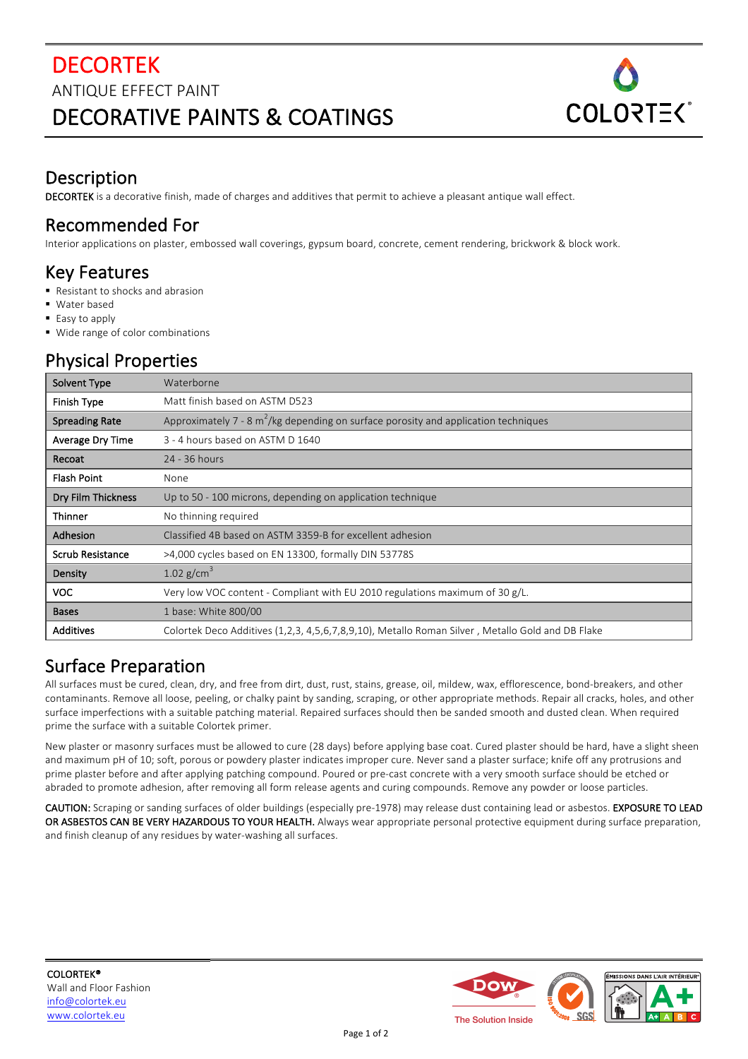# DECORTEK

ANTIQUE EFFECT PAINT

DECORATIVE PAINTS & COATINGS

## Description

**DECORTEK** is a decorative finish, made of charges and additives that permit to achieve a pleasant antique wall effect.

## Recommended For

Interior applications on plaster, embossed wall coverings, gypsum board, concrete, cement rendering, brickwork & block work.

## Key Features

- Resistant to shocks and abrasion
- Water based
- Easy to apply
- Wide range of color combinations

## Physical Properties

| | |
|---|---|
| **Solvent Type** | Waterborne |
| **Finish Type** | Matt finish based on ASTM D523 |
| **Spreading Rate** | Approximately 7 - 8 $m^2$/kg depending on surface porosity and application techniques |
| **Average Dry Time** | 3 - 4 hours based on ASTM D 1640 |
| **Recoat** | 24 - 36 hours |
| **Flash Point** | None |
| **Dry Film Thickness** | Up to 50 - 100 microns, depending on application technique |
| **Thinner** | No thinning required |
| **Adhesion** | Classified 4B based on ASTM 3359-B for excellent adhesion |
| **Scrub Resistance** | >4,000 cycles based on EN 13300, formally DIN 53778S |
| **Density** | 1.02 g/$cm^3$ |
| **VOC** | Very low VOC content - Compliant with EU 2010 regulations maximum of 30 g/L. |
| **Bases** | 1 base: White 800/00 |
| **Additives** | Colortek Deco Additives (1,2,3, 4,5,6,7,8,9,10), Metallo Roman Silver , Metallo Gold and DB Flake |

## Surface Preparation

All surfaces must be cured, clean, dry, and free from dirt, dust, rust, stains, grease, oil, mildew, wax, efflorescence, bond-breakers, and other contaminants. Remove all loose, peeling, or chalky paint by sanding, scraping, or other appropriate methods. Repair all cracks, holes, and other surface imperfections with a suitable patching material. Repaired surfaces should then be sanded smooth and dusted clean. When required prime the surface with a suitable Colortek primer.

New plaster or masonry surfaces must be allowed to cure (28 days) before applying base coat. Cured plaster should be hard, have a slight sheen and maximum pH of 10; soft, porous or powdery plaster indicates improper cure. Never sand a plaster surface; knife off any protrusions and prime plaster before and after applying patching compound. Poured or pre-cast concrete with a very smooth surface should be etched or abraded to promote adhesion, after removing all form release agents and curing compounds. Remove any powder or loose particles.

**CAUTION:** Scraping or sanding surfaces of older buildings (especially pre-1978) may release dust containing lead or asbestos. **EXPOSURE TO LEAD OR ASBESTOS CAN BE VERY HAZARDOUS TO YOUR HEALTH.** Always wear appropriate personal protective equipment during surface preparation, and finish cleanup of any residues by water-washing all surfaces.

**COLORTEK®**
Wall and Floor Fashion
info@colortek.eu
www.colortek.eu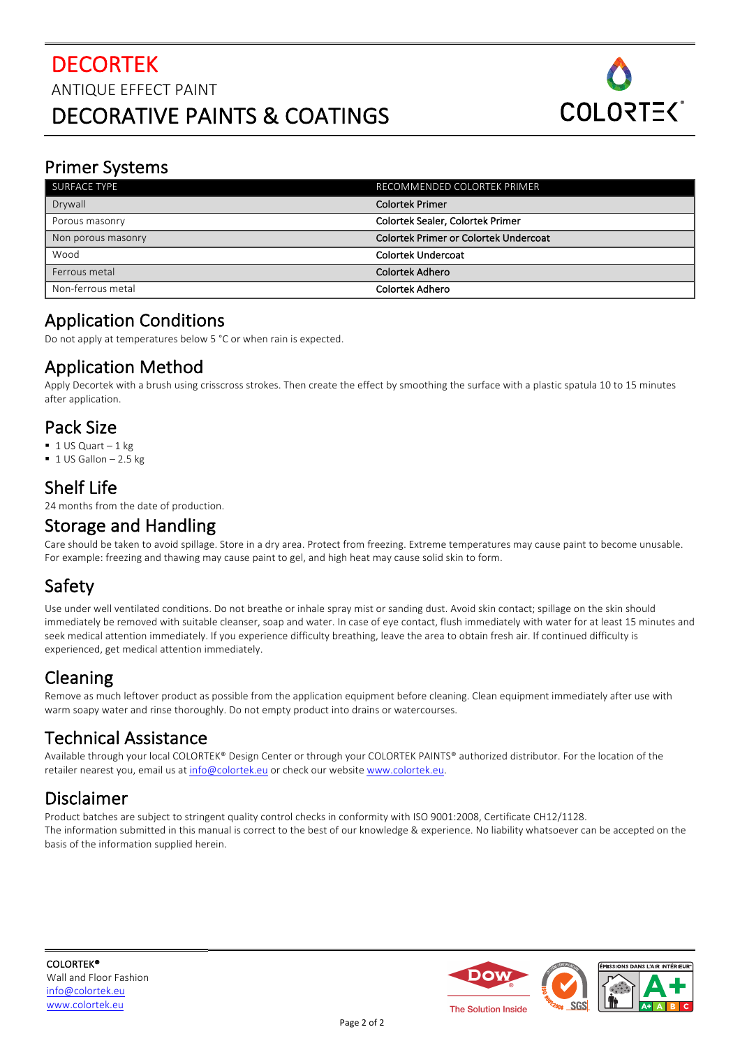# DECORTEK

ANTIQUE EFFECT PAINT

DECORATIVE PAINTS & COATINGS

## Primer Systems

| SURFACE TYPE | RECOMMENDED COLORTEK PRIMER |
|---|---|
| Drywall | **Colortek Primer** |
| Porous masonry | **Colortek Sealer, Colortek Primer** |
| Non porous masonry | **Colortek Primer or Colortek Undercoat** |
| Wood | **Colortek Undercoat** |
| Ferrous metal | **Colortek Adhero** |
| Non-ferrous metal | **Colortek Adhero** |

## Application Conditions

Do not apply at temperatures below 5 °C or when rain is expected.

## Application Method

Apply Decortek with a brush using crisscross strokes. Then create the effect by smoothing the surface with a plastic spatula 10 to 15 minutes after application.

## Pack Size

- 1 US Quart – 1 kg
- 1 US Gallon – 2.5 kg

## Shelf Life

24 months from the date of production.

## Storage and Handling

Care should be taken to avoid spillage. Store in a dry area. Protect from freezing. Extreme temperatures may cause paint to become unusable. For example: freezing and thawing may cause paint to gel, and high heat may cause solid skin to form.

## Safety

Use under well ventilated conditions. Do not breathe or inhale spray mist or sanding dust. Avoid skin contact; spillage on the skin should immediately be removed with suitable cleanser, soap and water. In case of eye contact, flush immediately with water for at least 15 minutes and seek medical attention immediately. If you experience difficulty breathing, leave the area to obtain fresh air. If continued difficulty is experienced, get medical attention immediately.

## Cleaning

Remove as much leftover product as possible from the application equipment before cleaning. Clean equipment immediately after use with warm soapy water and rinse thoroughly. Do not empty product into drains or watercourses.

## Technical Assistance

Available through your local COLORTEK® Design Center or through your COLORTEK PAINTS® authorized distributor. For the location of the retailer nearest you, email us at info@colortek.eu or check our website www.colortek.eu.

## Disclaimer

Product batches are subject to stringent quality control checks in conformity with ISO 9001:2008, Certificate CH12/1128.
The information submitted in this manual is correct to the best of our knowledge & experience. No liability whatsoever can be accepted on the basis of the information supplied herein.

**COLORTEK®**
Wall and Floor Fashion
info@colortek.eu
www.colortek.eu